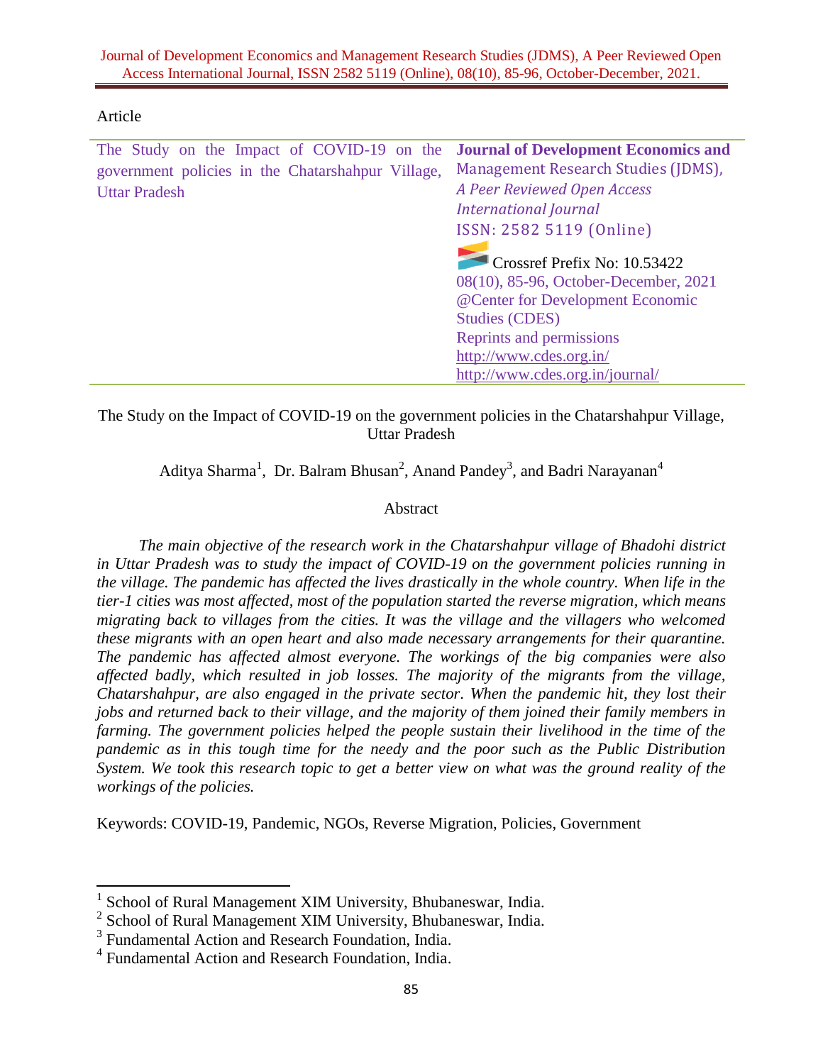Article

| The Study on the Impact of COVID-19 on the government policies in the Chatarshahpur Village, Uttar Pradesh | **Journal of Development Economics and** Management Research Studies (JDMS), *A Peer Reviewed Open Access International Journal* ISSN: 2582 5119 (Online) Crossref Prefix No: 10.53422 08(10), 85-96, October-December, 2021 @Center for Development Economic Studies (CDES) Reprints and permissions http://www.cdes.org.in/ http://www.cdes.org.in/journal/ |
| --- | --- |

# The Study on the Impact of COVID-19 on the government policies in the Chatarshahpur Village, Uttar Pradesh

Aditya Sharma[1], Dr. Balram Bhusan[2], Anand Pandey[3], and Badri Narayanan[4]

## Abstract

*The main objective of the research work in the Chatarshahpur village of Bhadohi district in Uttar Pradesh was to study the impact of COVID-19 on the government policies running in the village. The pandemic has affected the lives drastically in the whole country. When life in the tier-1 cities was most affected, most of the population started the reverse migration, which means migrating back to villages from the cities. It was the village and the villagers who welcomed these migrants with an open heart and also made necessary arrangements for their quarantine. The pandemic has affected almost everyone. The workings of the big companies were also affected badly, which resulted in job losses. The majority of the migrants from the village, Chatarshahpur, are also engaged in the private sector. When the pandemic hit, they lost their jobs and returned back to their village, and the majority of them joined their family members in farming. The government policies helped the people sustain their livelihood in the time of the pandemic as in this tough time for the needy and the poor such as the Public Distribution System. We took this research topic to get a better view on what was the ground reality of the workings of the policies.*

Keywords: COVID-19, Pandemic, NGOs, Reverse Migration, Policies, Government

---

[1] School of Rural Management XIM University, Bhubaneswar, India.
[2] School of Rural Management XIM University, Bhubaneswar, India.
[3] Fundamental Action and Research Foundation, India.
[4] Fundamental Action and Research Foundation, India.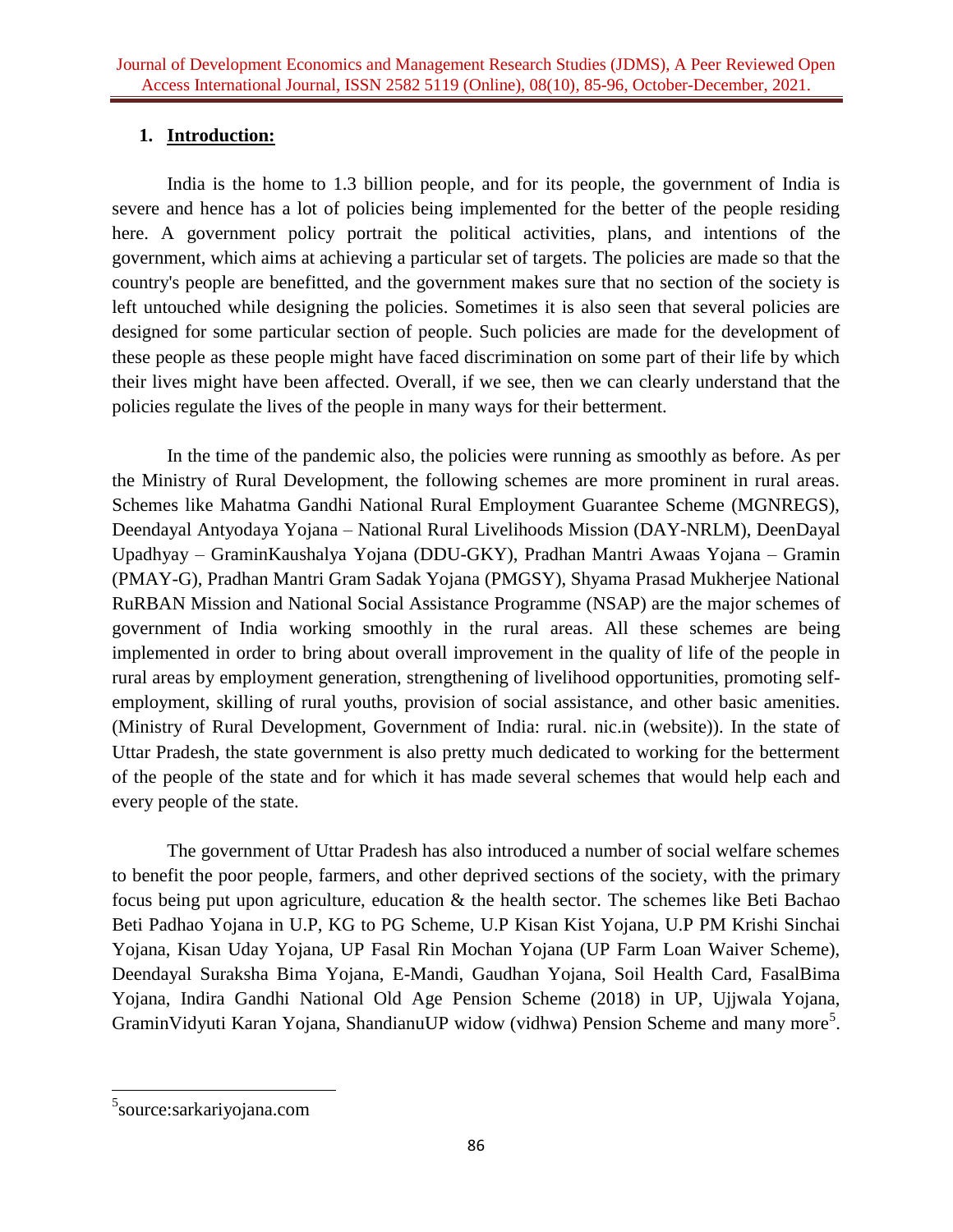## 1. Introduction:

India is the home to 1.3 billion people, and for its people, the government of India is severe and hence has a lot of policies being implemented for the better of the people residing here. A government policy portrait the political activities, plans, and intentions of the government, which aims at achieving a particular set of targets. The policies are made so that the country's people are benefitted, and the government makes sure that no section of the society is left untouched while designing the policies. Sometimes it is also seen that several policies are designed for some particular section of people. Such policies are made for the development of these people as these people might have faced discrimination on some part of their life by which their lives might have been affected. Overall, if we see, then we can clearly understand that the policies regulate the lives of the people in many ways for their betterment.

In the time of the pandemic also, the policies were running as smoothly as before. As per the Ministry of Rural Development, the following schemes are more prominent in rural areas. Schemes like Mahatma Gandhi National Rural Employment Guarantee Scheme (MGNREGS), Deendayal Antyodaya Yojana – National Rural Livelihoods Mission (DAY-NRLM), DeenDayal Upadhyay – GraminKaushalya Yojana (DDU-GKY), Pradhan Mantri Awaas Yojana – Gramin (PMAY-G), Pradhan Mantri Gram Sadak Yojana (PMGSY), Shyama Prasad Mukherjee National RuRBAN Mission and National Social Assistance Programme (NSAP) are the major schemes of government of India working smoothly in the rural areas. All these schemes are being implemented in order to bring about overall improvement in the quality of life of the people in rural areas by employment generation, strengthening of livelihood opportunities, promoting self-employment, skilling of rural youths, provision of social assistance, and other basic amenities. (Ministry of Rural Development, Government of India: rural. nic.in (website)). In the state of Uttar Pradesh, the state government is also pretty much dedicated to working for the betterment of the people of the state and for which it has made several schemes that would help each and every people of the state.

The government of Uttar Pradesh has also introduced a number of social welfare schemes to benefit the poor people, farmers, and other deprived sections of the society, with the primary focus being put upon agriculture, education & the health sector. The schemes like Beti Bachao Beti Padhao Yojana in U.P, KG to PG Scheme, U.P Kisan Kist Yojana, U.P PM Krishi Sinchai Yojana, Kisan Uday Yojana, UP Fasal Rin Mochan Yojana (UP Farm Loan Waiver Scheme), Deendayal Suraksha Bima Yojana, E-Mandi, Gaudhan Yojana, Soil Health Card, FasalBima Yojana, Indira Gandhi National Old Age Pension Scheme (2018) in UP, Ujjwala Yojana, GraminVidyuti Karan Yojana, ShandianuUP widow (vidhwa) Pension Scheme and many more[5].

---

[5] source:sarkariyojana.com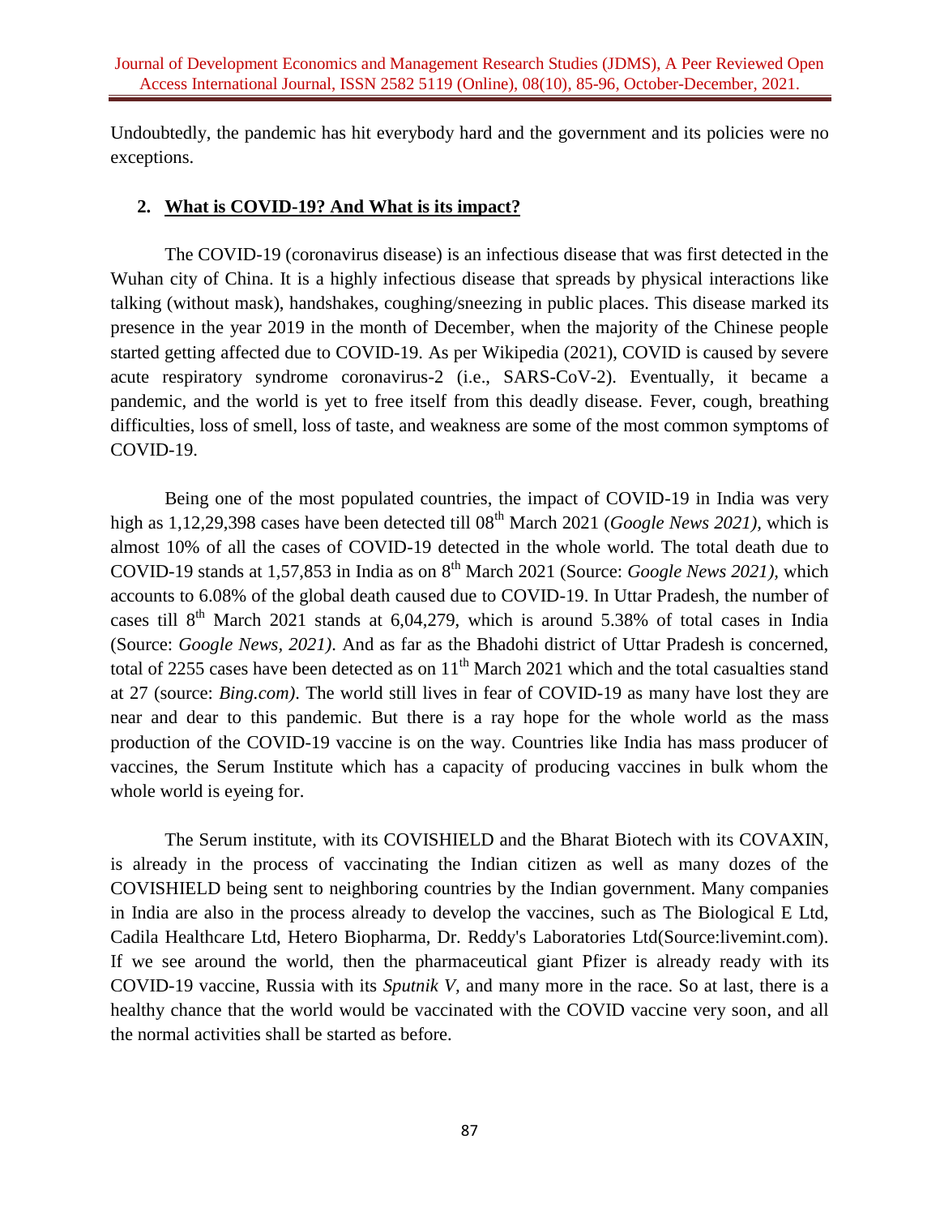Undoubtedly, the pandemic has hit everybody hard and the government and its policies were no exceptions.

## 2. What is COVID-19? And What is its impact?

The COVID-19 (coronavirus disease) is an infectious disease that was first detected in the Wuhan city of China. It is a highly infectious disease that spreads by physical interactions like talking (without mask), handshakes, coughing/sneezing in public places. This disease marked its presence in the year 2019 in the month of December, when the majority of the Chinese people started getting affected due to COVID-19. As per Wikipedia (2021), COVID is caused by severe acute respiratory syndrome coronavirus-2 (i.e., SARS-CoV-2). Eventually, it became a pandemic, and the world is yet to free itself from this deadly disease. Fever, cough, breathing difficulties, loss of smell, loss of taste, and weakness are some of the most common symptoms of COVID-19.

Being one of the most populated countries, the impact of COVID-19 in India was very high as 1,12,29,398 cases have been detected till 08th March 2021 (*Google News 2021)*, which is almost 10% of all the cases of COVID-19 detected in the whole world. The total death due to COVID-19 stands at 1,57,853 in India as on 8th March 2021 (Source: *Google News 2021)*, which accounts to 6.08% of the global death caused due to COVID-19. In Uttar Pradesh, the number of cases till 8th March 2021 stands at 6,04,279, which is around 5.38% of total cases in India (Source: *Google News, 2021)*. And as far as the Bhadohi district of Uttar Pradesh is concerned, total of 2255 cases have been detected as on 11th March 2021 which and the total casualties stand at 27 (source: *Bing.com)*. The world still lives in fear of COVID-19 as many have lost they are near and dear to this pandemic. But there is a ray hope for the whole world as the mass production of the COVID-19 vaccine is on the way. Countries like India has mass producer of vaccines, the Serum Institute which has a capacity of producing vaccines in bulk whom the whole world is eyeing for.

The Serum institute, with its COVISHIELD and the Bharat Biotech with its COVAXIN, is already in the process of vaccinating the Indian citizen as well as many dozes of the COVISHIELD being sent to neighboring countries by the Indian government. Many companies in India are also in the process already to develop the vaccines, such as The Biological E Ltd, Cadila Healthcare Ltd, Hetero Biopharma, Dr. Reddy's Laboratories Ltd(Source:livemint.com). If we see around the world, then the pharmaceutical giant Pfizer is already ready with its COVID-19 vaccine, Russia with its *Sputnik V,* and many more in the race. So at last, there is a healthy chance that the world would be vaccinated with the COVID vaccine very soon, and all the normal activities shall be started as before.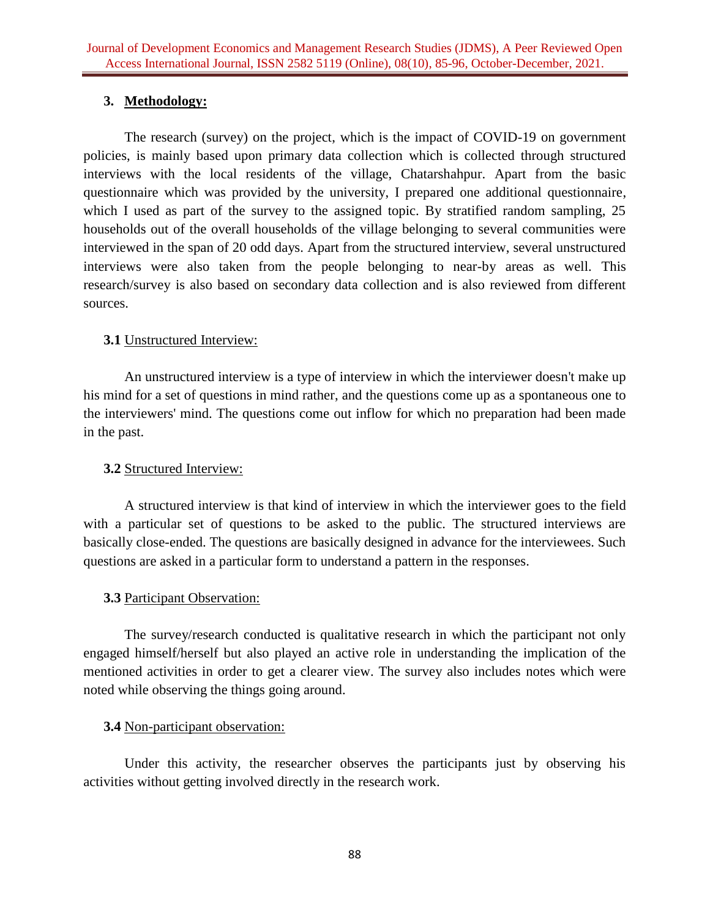## 3. Methodology:

The research (survey) on the project, which is the impact of COVID-19 on government policies, is mainly based upon primary data collection which is collected through structured interviews with the local residents of the village, Chatarshahpur. Apart from the basic questionnaire which was provided by the university, I prepared one additional questionnaire, which I used as part of the survey to the assigned topic. By stratified random sampling, 25 households out of the overall households of the village belonging to several communities were interviewed in the span of 20 odd days. Apart from the structured interview, several unstructured interviews were also taken from the people belonging to near-by areas as well. This research/survey is also based on secondary data collection and is also reviewed from different sources.

### 3.1 Unstructured Interview:

An unstructured interview is a type of interview in which the interviewer doesn't make up his mind for a set of questions in mind rather, and the questions come up as a spontaneous one to the interviewers' mind. The questions come out inflow for which no preparation had been made in the past.

### 3.2 Structured Interview:

A structured interview is that kind of interview in which the interviewer goes to the field with a particular set of questions to be asked to the public. The structured interviews are basically close-ended. The questions are basically designed in advance for the interviewees. Such questions are asked in a particular form to understand a pattern in the responses.

### 3.3 Participant Observation:

The survey/research conducted is qualitative research in which the participant not only engaged himself/herself but also played an active role in understanding the implication of the mentioned activities in order to get a clearer view. The survey also includes notes which were noted while observing the things going around.

### 3.4 Non-participant observation:

Under this activity, the researcher observes the participants just by observing his activities without getting involved directly in the research work.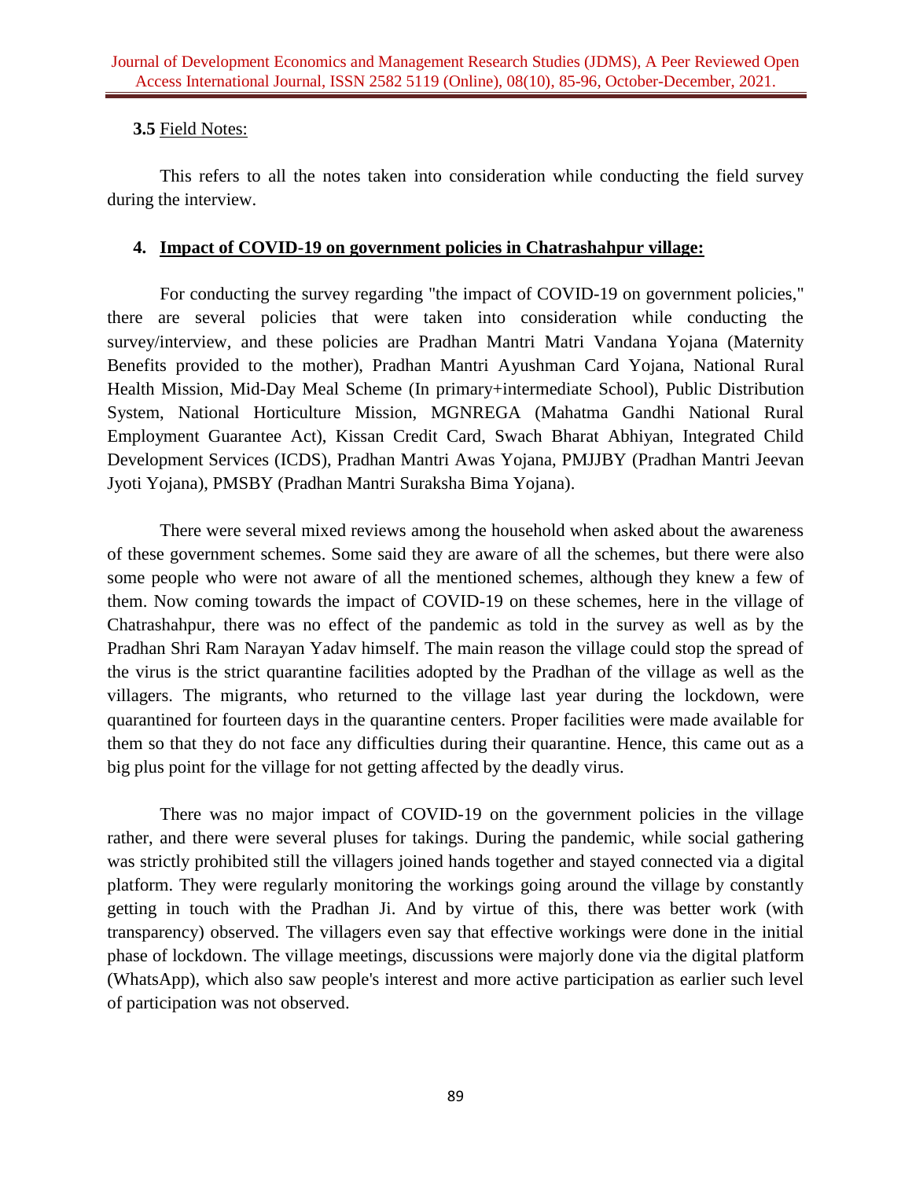**3.5** Field Notes:

This refers to all the notes taken into consideration while conducting the field survey during the interview.

#### 4. Impact of COVID-19 on government policies in Chatrashahpur village:

For conducting the survey regarding "the impact of COVID-19 on government policies," there are several policies that were taken into consideration while conducting the survey/interview, and these policies are Pradhan Mantri Matri Vandana Yojana (Maternity Benefits provided to the mother), Pradhan Mantri Ayushman Card Yojana, National Rural Health Mission, Mid-Day Meal Scheme (In primary+intermediate School), Public Distribution System, National Horticulture Mission, MGNREGA (Mahatma Gandhi National Rural Employment Guarantee Act), Kissan Credit Card, Swach Bharat Abhiyan, Integrated Child Development Services (ICDS), Pradhan Mantri Awas Yojana, PMJJBY (Pradhan Mantri Jeevan Jyoti Yojana), PMSBY (Pradhan Mantri Suraksha Bima Yojana).

There were several mixed reviews among the household when asked about the awareness of these government schemes. Some said they are aware of all the schemes, but there were also some people who were not aware of all the mentioned schemes, although they knew a few of them. Now coming towards the impact of COVID-19 on these schemes, here in the village of Chatrashahpur, there was no effect of the pandemic as told in the survey as well as by the Pradhan Shri Ram Narayan Yadav himself. The main reason the village could stop the spread of the virus is the strict quarantine facilities adopted by the Pradhan of the village as well as the villagers. The migrants, who returned to the village last year during the lockdown, were quarantined for fourteen days in the quarantine centers. Proper facilities were made available for them so that they do not face any difficulties during their quarantine. Hence, this came out as a big plus point for the village for not getting affected by the deadly virus.

There was no major impact of COVID-19 on the government policies in the village rather, and there were several pluses for takings. During the pandemic, while social gathering was strictly prohibited still the villagers joined hands together and stayed connected via a digital platform. They were regularly monitoring the workings going around the village by constantly getting in touch with the Pradhan Ji. And by virtue of this, there was better work (with transparency) observed. The villagers even say that effective workings were done in the initial phase of lockdown. The village meetings, discussions were majorly done via the digital platform (WhatsApp), which also saw people's interest and more active participation as earlier such level of participation was not observed.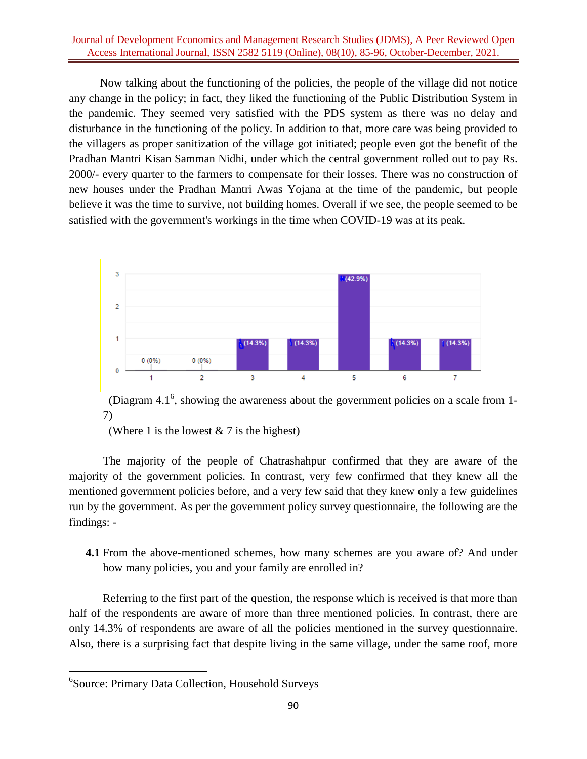Now talking about the functioning of the policies, the people of the village did not notice any change in the policy; in fact, they liked the functioning of the Public Distribution System in the pandemic. They seemed very satisfied with the PDS system as there was no delay and disturbance in the functioning of the policy. In addition to that, more care was being provided to the villagers as proper sanitization of the village got initiated; people even got the benefit of the Pradhan Mantri Kisan Samman Nidhi, under which the central government rolled out to pay Rs. 2000/- every quarter to the farmers to compensate for their losses. There was no construction of new houses under the Pradhan Mantri Awas Yojana at the time of the pandemic, but people believe it was the time to survive, not building homes. Overall if we see, the people seemed to be satisfied with the government's workings in the time when COVID-19 was at its peak.

| Scale | 1 | 2 | 3 | 4 | 5 | 6 | 7 |
|---|---|---|---|---|---|---|---|
| Responses | 0 (0%) | 0 (0%) | 1 (14.3%) | 1 (14.3%) | 3 (42.9%) | 1 (14.3%) | 1 (14.3%) |

(Diagram 4.1[6], showing the awareness about the government policies on a scale from 1-7)

(Where 1 is the lowest & 7 is the highest)

The majority of the people of Chatrashahpur confirmed that they are aware of the majority of the government policies. In contrast, very few confirmed that they knew all the mentioned government policies before, and a very few said that they knew only a few guidelines run by the government. As per the government policy survey questionnaire, the following are the findings: -

**4.1** From the above-mentioned schemes, how many schemes are you aware of? And under how many policies, you and your family are enrolled in?

Referring to the first part of the question, the response which is received is that more than half of the respondents are aware of more than three mentioned policies. In contrast, there are only 14.3% of respondents are aware of all the policies mentioned in the survey questionnaire. Also, there is a surprising fact that despite living in the same village, under the same roof, more

[6]Source: Primary Data Collection, Household Surveys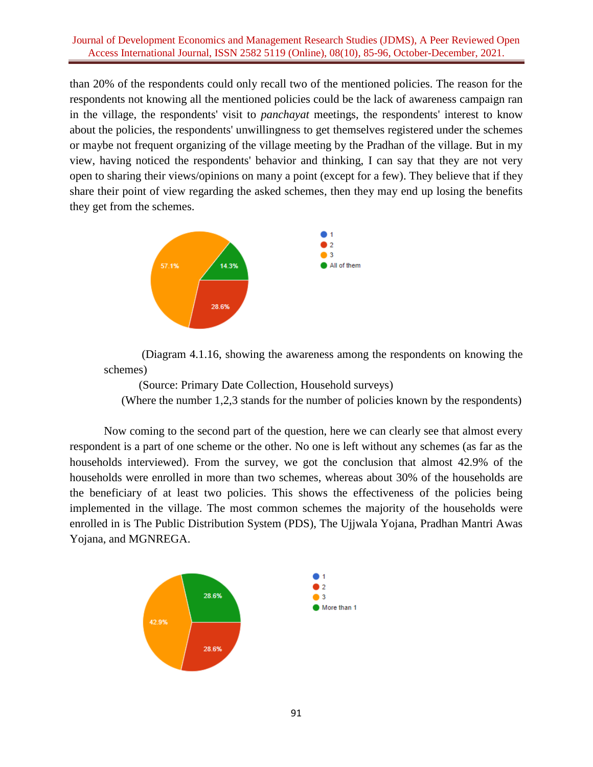than 20% of the respondents could only recall two of the mentioned policies. The reason for the respondents not knowing all the mentioned policies could be the lack of awareness campaign ran in the village, the respondents' visit to *panchayat* meetings, the respondents' interest to know about the policies, the respondents' unwillingness to get themselves registered under the schemes or maybe not frequent organizing of the village meeting by the Pradhan of the village. But in my view, having noticed the respondents' behavior and thinking, I can say that they are not very open to sharing their views/opinions on many a point (except for a few). They believe that if they share their point of view regarding the asked schemes, then they may end up losing the benefits they get from the schemes.

(Diagram 4.1.16, showing the awareness among the respondents on knowing the schemes)

(Source: Primary Date Collection, Household surveys)

(Where the number 1,2,3 stands for the number of policies known by the respondents)

Now coming to the second part of the question, here we can clearly see that almost every respondent is a part of one scheme or the other. No one is left without any schemes (as far as the households interviewed). From the survey, we got the conclusion that almost 42.9% of the households were enrolled in more than two schemes, whereas about 30% of the households are the beneficiary of at least two policies. This shows the effectiveness of the policies being implemented in the village. The most common schemes the majority of the households were enrolled in is The Public Distribution System (PDS), The Ujjwala Yojana, Pradhan Mantri Awas Yojana, and MGNREGA.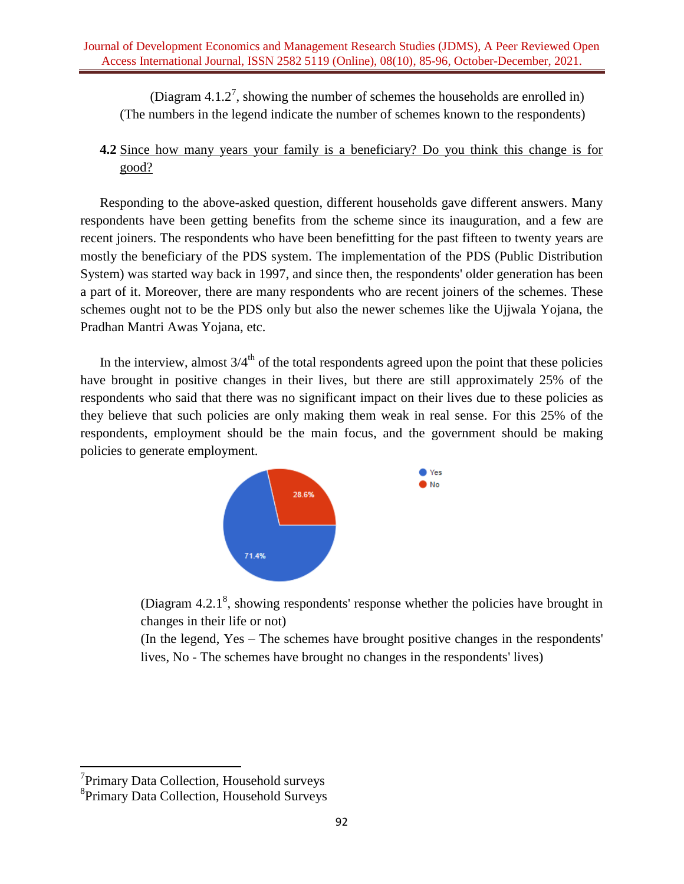(Diagram 4.1.2[7], showing the number of schemes the households are enrolled in)
(The numbers in the legend indicate the number of schemes known to the respondents)

**4.2** Since how many years your family is a beneficiary? Do you think this change is for good?

Responding to the above-asked question, different households gave different answers. Many respondents have been getting benefits from the scheme since its inauguration, and a few are recent joiners. The respondents who have been benefitting for the past fifteen to twenty years are mostly the beneficiary of the PDS system. The implementation of the PDS (Public Distribution System) was started way back in 1997, and since then, the respondents' older generation has been a part of it. Moreover, there are many respondents who are recent joiners of the schemes. These schemes ought not to be the PDS only but also the newer schemes like the Ujjwala Yojana, the Pradhan Mantri Awas Yojana, etc.

In the interview, almost 3/4th of the total respondents agreed upon the point that these policies have brought in positive changes in their lives, but there are still approximately 25% of the respondents who said that there was no significant impact on their lives due to these policies as they believe that such policies are only making them weak in real sense. For this 25% of the respondents, employment should be the main focus, and the government should be making policies to generate employment.

(Diagram 4.2.1[8], showing respondents' response whether the policies have brought in changes in their life or not)
(In the legend, Yes – The schemes have brought positive changes in the respondents' lives, No - The schemes have brought no changes in the respondents' lives)

[7] Primary Data Collection, Household surveys
[8] Primary Data Collection, Household Surveys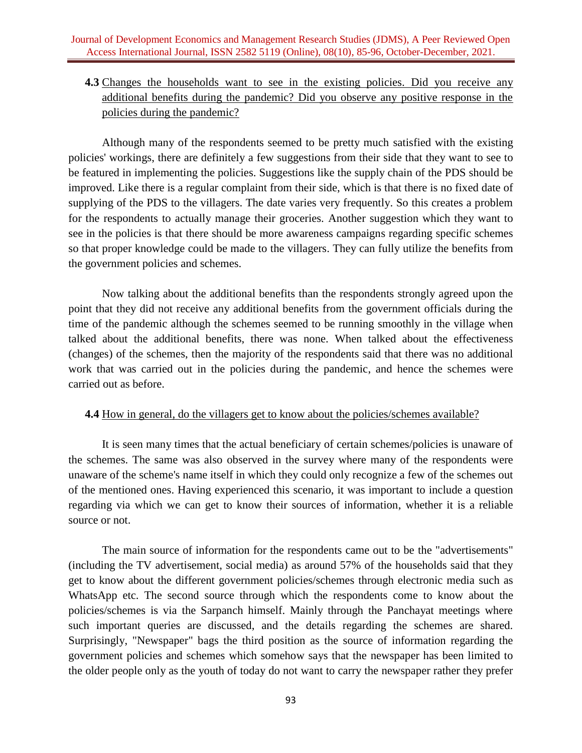**4.3** Changes the households want to see in the existing policies. Did you receive any additional benefits during the pandemic? Did you observe any positive response in the policies during the pandemic?

Although many of the respondents seemed to be pretty much satisfied with the existing policies' workings, there are definitely a few suggestions from their side that they want to see to be featured in implementing the policies. Suggestions like the supply chain of the PDS should be improved. Like there is a regular complaint from their side, which is that there is no fixed date of supplying of the PDS to the villagers. The date varies very frequently. So this creates a problem for the respondents to actually manage their groceries. Another suggestion which they want to see in the policies is that there should be more awareness campaigns regarding specific schemes so that proper knowledge could be made to the villagers. They can fully utilize the benefits from the government policies and schemes.

Now talking about the additional benefits than the respondents strongly agreed upon the point that they did not receive any additional benefits from the government officials during the time of the pandemic although the schemes seemed to be running smoothly in the village when talked about the additional benefits, there was none. When talked about the effectiveness (changes) of the schemes, then the majority of the respondents said that there was no additional work that was carried out in the policies during the pandemic, and hence the schemes were carried out as before.

**4.4** How in general, do the villagers get to know about the policies/schemes available?

It is seen many times that the actual beneficiary of certain schemes/policies is unaware of the schemes. The same was also observed in the survey where many of the respondents were unaware of the scheme's name itself in which they could only recognize a few of the schemes out of the mentioned ones. Having experienced this scenario, it was important to include a question regarding via which we can get to know their sources of information, whether it is a reliable source or not.

The main source of information for the respondents came out to be the "advertisements" (including the TV advertisement, social media) as around 57% of the households said that they get to know about the different government policies/schemes through electronic media such as WhatsApp etc. The second source through which the respondents come to know about the policies/schemes is via the Sarpanch himself. Mainly through the Panchayat meetings where such important queries are discussed, and the details regarding the schemes are shared. Surprisingly, "Newspaper" bags the third position as the source of information regarding the government policies and schemes which somehow says that the newspaper has been limited to the older people only as the youth of today do not want to carry the newspaper rather they prefer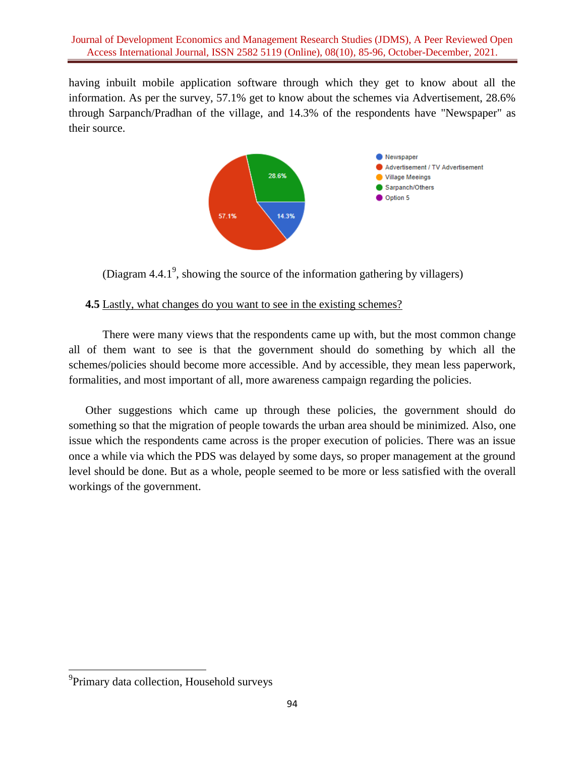having inbuilt mobile application software through which they get to know about all the information. As per the survey, 57.1% get to know about the schemes via Advertisement, 28.6% through Sarpanch/Pradhan of the village, and 14.3% of the respondents have "Newspaper" as their source.

(Diagram 4.4.1[9], showing the source of the information gathering by villagers)

**4.5** Lastly, what changes do you want to see in the existing schemes?

There were many views that the respondents came up with, but the most common change all of them want to see is that the government should do something by which all the schemes/policies should become more accessible. And by accessible, they mean less paperwork, formalities, and most important of all, more awareness campaign regarding the policies.

Other suggestions which came up through these policies, the government should do something so that the migration of people towards the urban area should be minimized. Also, one issue which the respondents came across is the proper execution of policies. There was an issue once a while via which the PDS was delayed by some days, so proper management at the ground level should be done. But as a whole, people seemed to be more or less satisfied with the overall workings of the government.

[9]Primary data collection, Household surveys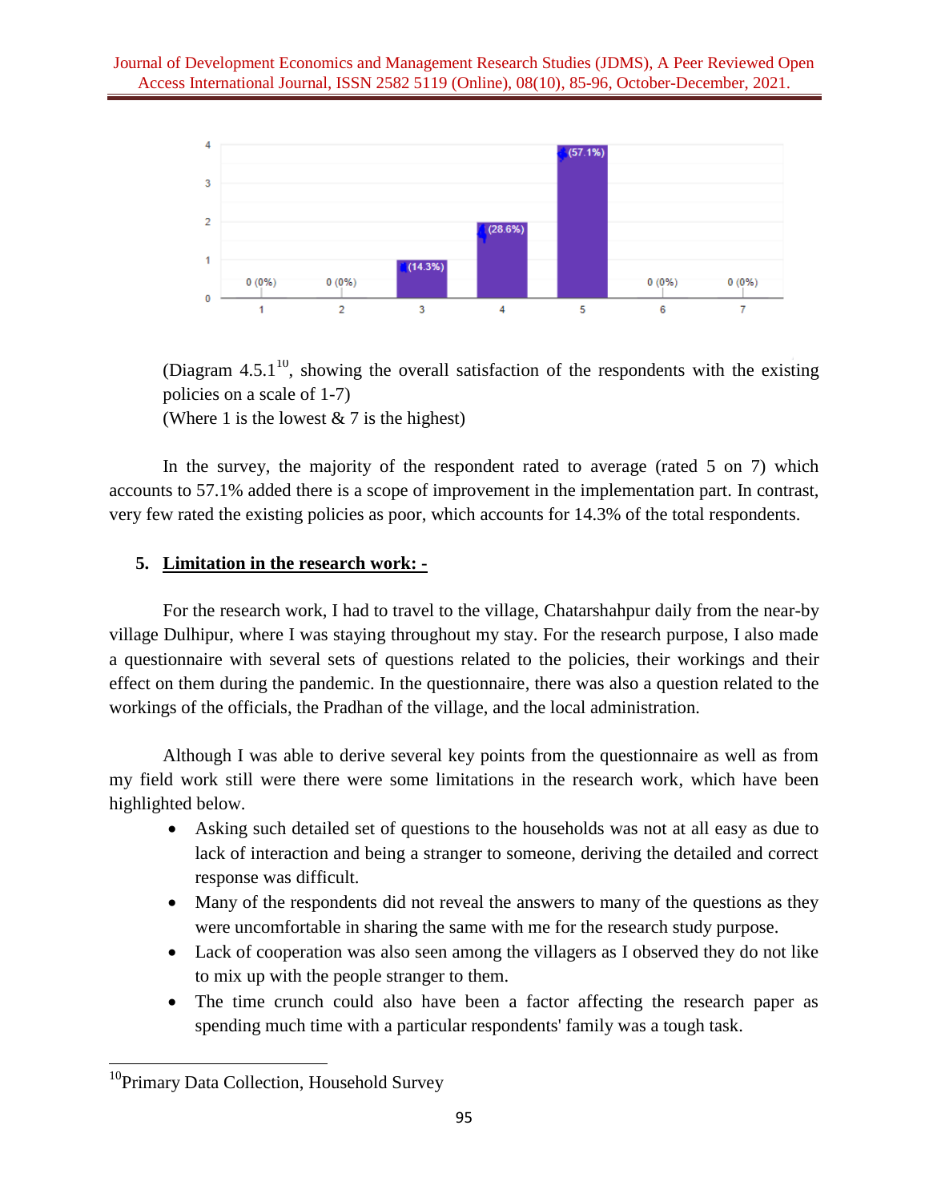(Diagram 4.5.1[10], showing the overall satisfaction of the respondents with the existing policies on a scale of 1-7)
(Where 1 is the lowest & 7 is the highest)

In the survey, the majority of the respondent rated to average (rated 5 on 7) which accounts to 57.1% added there is a scope of improvement in the implementation part. In contrast, very few rated the existing policies as poor, which accounts for 14.3% of the total respondents.

## 5. Limitation in the research work: -

For the research work, I had to travel to the village, Chatarshahpur daily from the near-by village Dulhipur, where I was staying throughout my stay. For the research purpose, I also made a questionnaire with several sets of questions related to the policies, their workings and their effect on them during the pandemic. In the questionnaire, there was also a question related to the workings of the officials, the Pradhan of the village, and the local administration.

Although I was able to derive several key points from the questionnaire as well as from my field work still were there were some limitations in the research work, which have been highlighted below.

- Asking such detailed set of questions to the households was not at all easy as due to lack of interaction and being a stranger to someone, deriving the detailed and correct response was difficult.
- Many of the respondents did not reveal the answers to many of the questions as they were uncomfortable in sharing the same with me for the research study purpose.
- Lack of cooperation was also seen among the villagers as I observed they do not like to mix up with the people stranger to them.
- The time crunch could also have been a factor affecting the research paper as spending much time with a particular respondents' family was a tough task.

[10]Primary Data Collection, Household Survey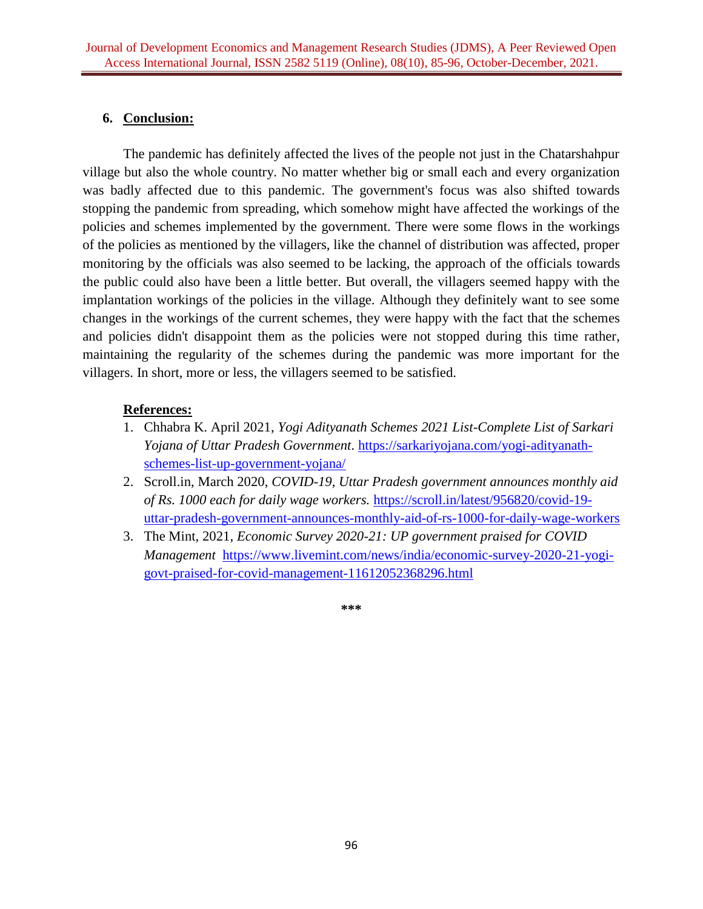## 6. Conclusion:

The pandemic has definitely affected the lives of the people not just in the Chatarshahpur village but also the whole country. No matter whether big or small each and every organization was badly affected due to this pandemic. The government's focus was also shifted towards stopping the pandemic from spreading, which somehow might have affected the workings of the policies and schemes implemented by the government. There were some flows in the workings of the policies as mentioned by the villagers, like the channel of distribution was affected, proper monitoring by the officials was also seemed to be lacking, the approach of the officials towards the public could also have been a little better. But overall, the villagers seemed happy with the implantation workings of the policies in the village. Although they definitely want to see some changes in the workings of the current schemes, they were happy with the fact that the schemes and policies didn't disappoint them as the policies were not stopped during this time rather, maintaining the regularity of the schemes during the pandemic was more important for the villagers. In short, more or less, the villagers seemed to be satisfied.

### References:

1. Chhabra K. April 2021, *Yogi Adityanath Schemes 2021 List-Complete List of Sarkari Yojana of Uttar Pradesh Government*. https://sarkariyojana.com/yogi-adityanath-schemes-list-up-government-yojana/
2. Scroll.in, March 2020, *COVID-19, Uttar Pradesh government announces monthly aid of Rs. 1000 each for daily wage workers.* https://scroll.in/latest/956820/covid-19-uttar-pradesh-government-announces-monthly-aid-of-rs-1000-for-daily-wage-workers
3. The Mint, 2021, *Economic Survey 2020-21: UP government praised for COVID Management* https://www.livemint.com/news/india/economic-survey-2020-21-yogi-govt-praised-for-covid-management-11612052368296.html

***